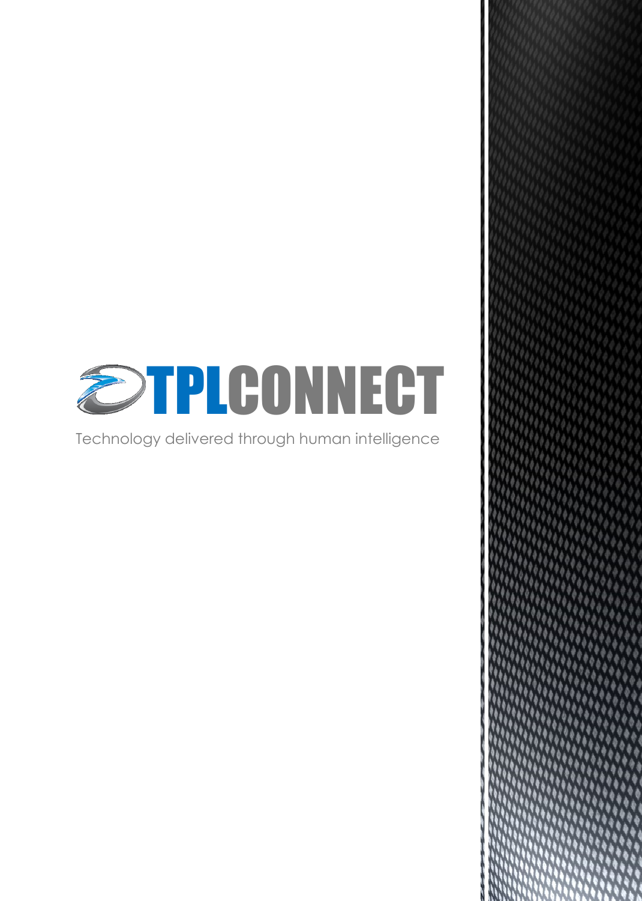# TPLCONNECT

Technology delivered through human intelligence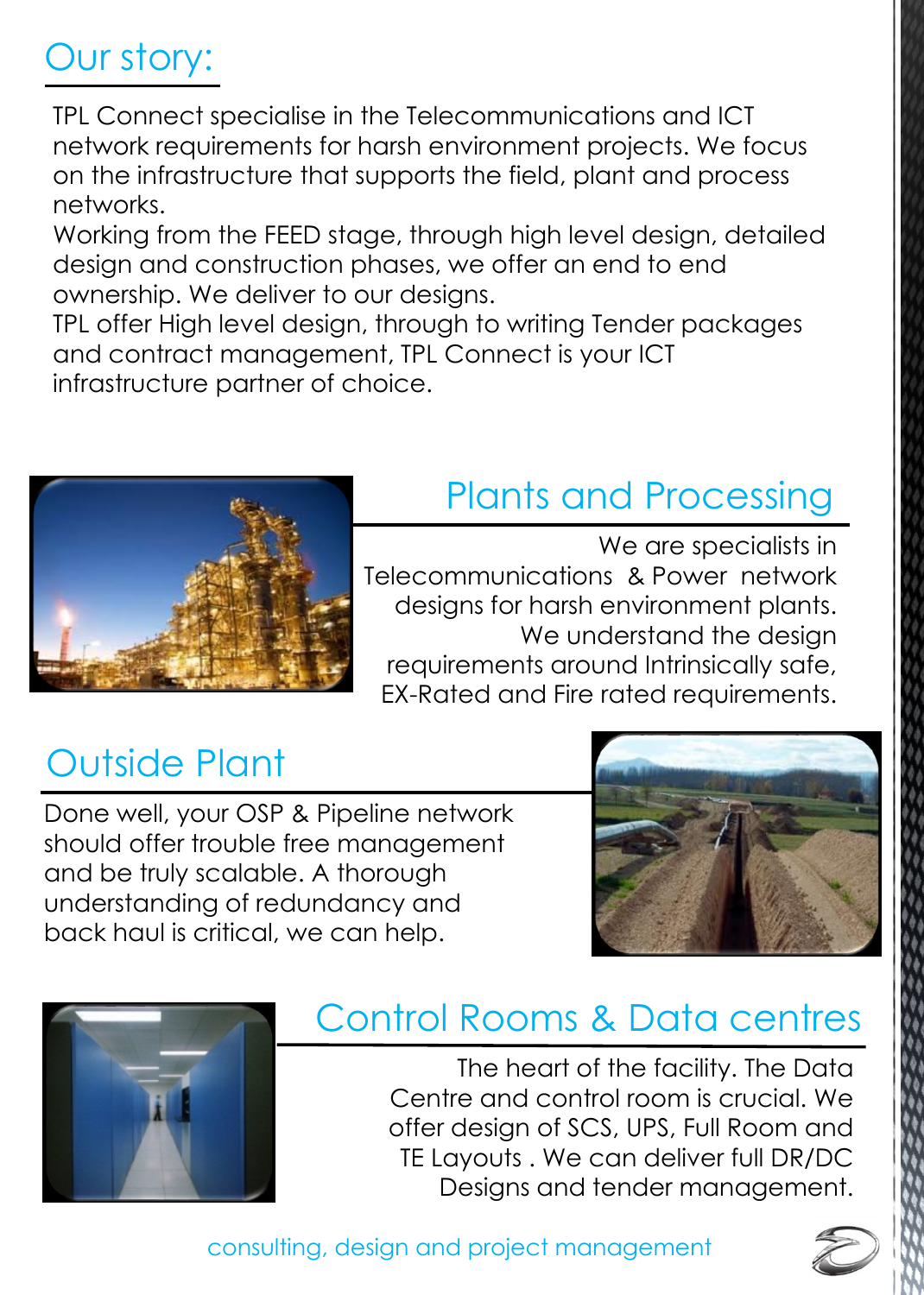## Our story:

TPL Connect specialise in the Telecommunications and ICT network requirements for harsh environment projects. We focus on the infrastructure that supports the field, plant and process networks.
Working from the FEED stage, through high level design, detailed design and construction phases, we offer an end to end ownership. We deliver to our designs.
TPL offer High level design, through to writing Tender packages and contract management, TPL Connect is your ICT infrastructure partner of choice.

## Plants and Processing

We are specialists in Telecommunications & Power network designs for harsh environment plants. We understand the design requirements around Intrinsically safe, EX-Rated and Fire rated requirements.

## Outside Plant

Done well, your OSP & Pipeline network should offer trouble free management and be truly scalable. A thorough understanding of redundancy and back haul is critical, we can help.

## Control Rooms & Data centres

The heart of the facility. The Data Centre and control room is crucial. We offer design of SCS, UPS, Full Room and TE Layouts . We can deliver full DR/DC Designs and tender management.

consulting, design and project management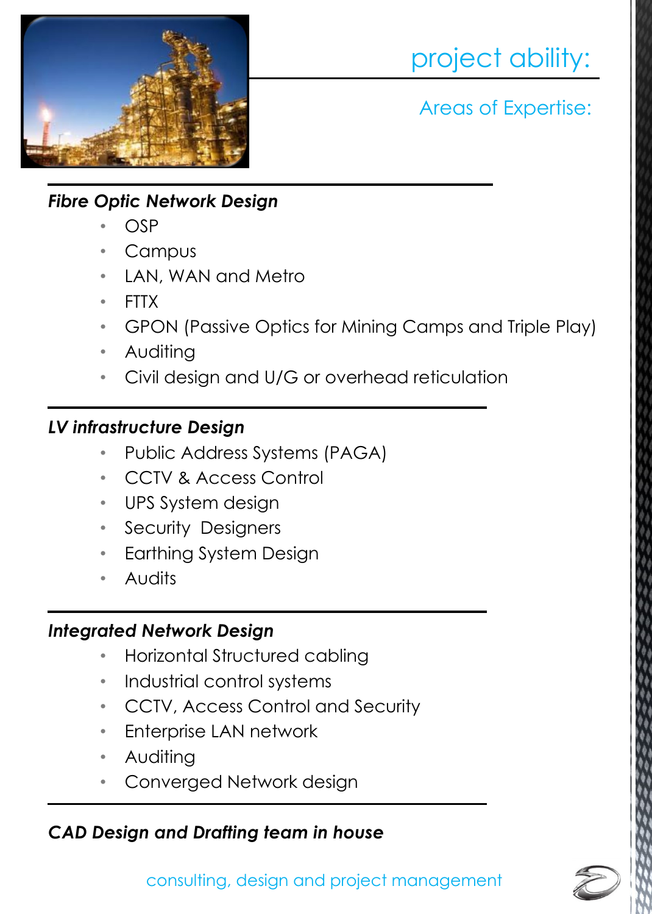# project ability:

## Areas of Expertise:

### *Fibre Optic Network Design*

- OSP
- Campus
- LAN, WAN and Metro
- FTTX
- GPON (Passive Optics for Mining Camps and Triple Play)
- Auditing
- Civil design and U/G or overhead reticulation

### *LV infrastructure Design*

- Public Address Systems (PAGA)
- CCTV & Access Control
- UPS System design
- Security Designers
- Earthing System Design
- Audits

### *Integrated Network Design*

- Horizontal Structured cabling
- Industrial control systems
- CCTV, Access Control and Security
- Enterprise LAN network
- Auditing
- Converged Network design

### *CAD Design and Drafting team in house*

consulting, design and project management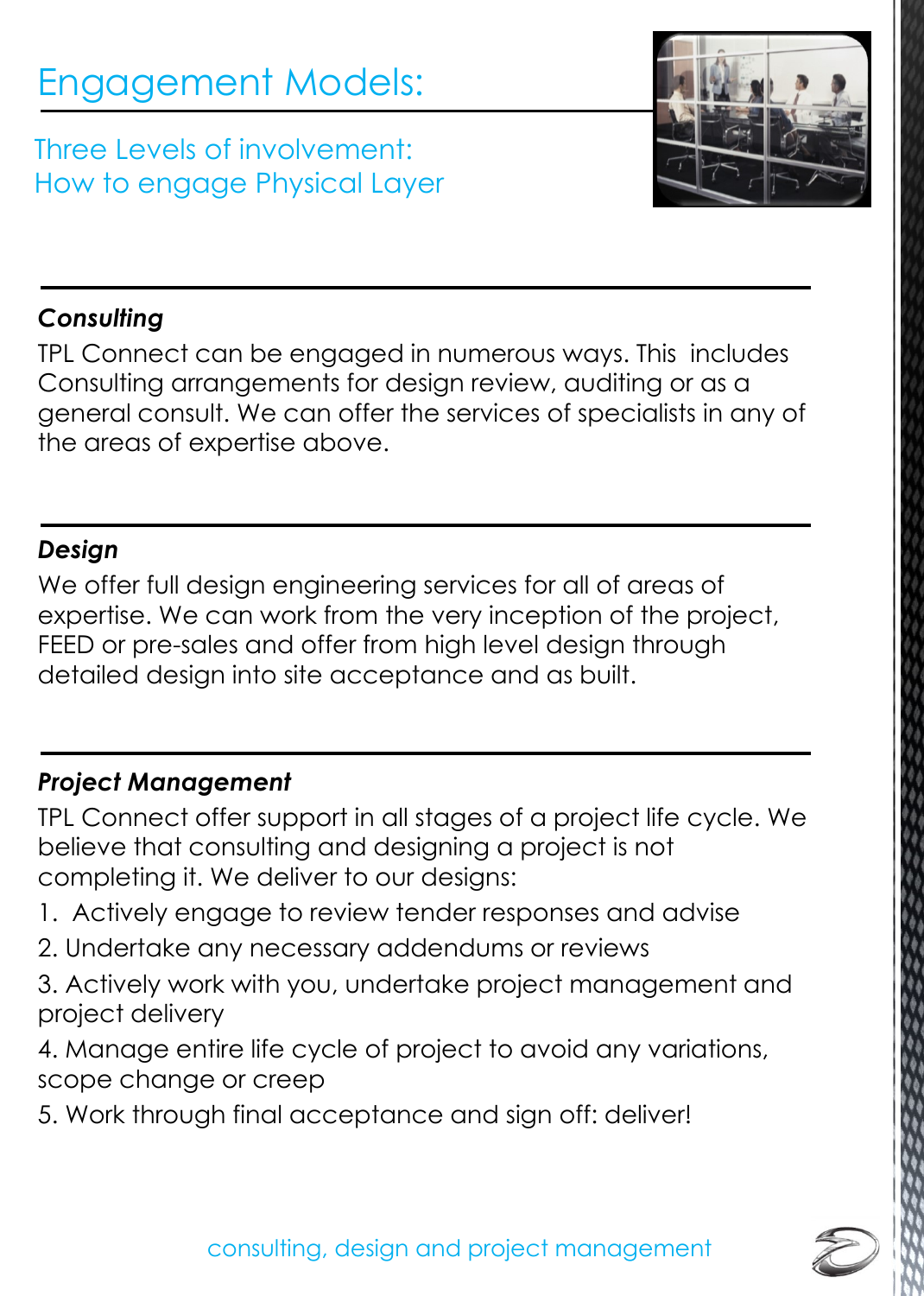# Engagement Models:

## Three Levels of involvement:
## How to engage Physical Layer

### *Consulting*

TPL Connect can be engaged in numerous ways. This includes Consulting arrangements for design review, auditing or as a general consult. We can offer the services of specialists in any of the areas of expertise above.

### *Design*

We offer full design engineering services for all of areas of expertise. We can work from the very inception of the project, FEED or pre-sales and offer from high level design through detailed design into site acceptance and as built.

### *Project Management*

TPL Connect offer support in all stages of a project life cycle. We believe that consulting and designing a project is not completing it. We deliver to our designs:

1. Actively engage to review tender responses and advise
2. Undertake any necessary addendums or reviews
3. Actively work with you, undertake project management and project delivery
4. Manage entire life cycle of project to avoid any variations, scope change or creep
5. Work through final acceptance and sign off: deliver!

consulting, design and project management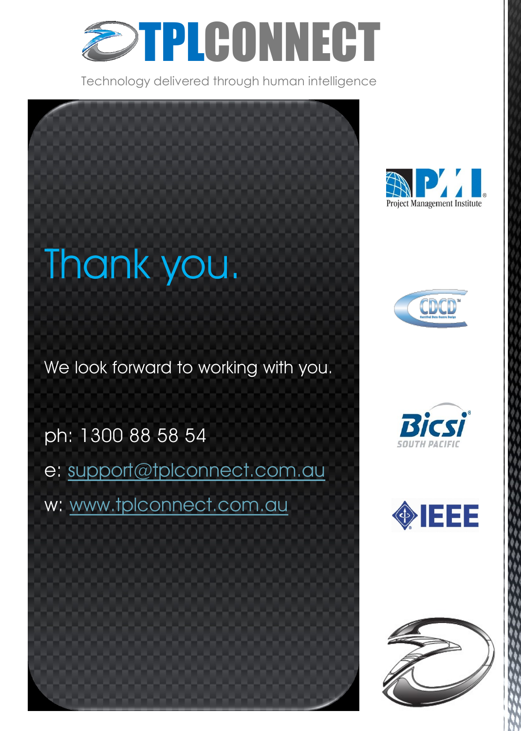# TPLCONNECT

Technology delivered through human intelligence

# Thank you.

We look forward to working with you.

ph: 1300 88 58 54

e: support@tplconnect.com.au

w: www.tplconnect.com.au